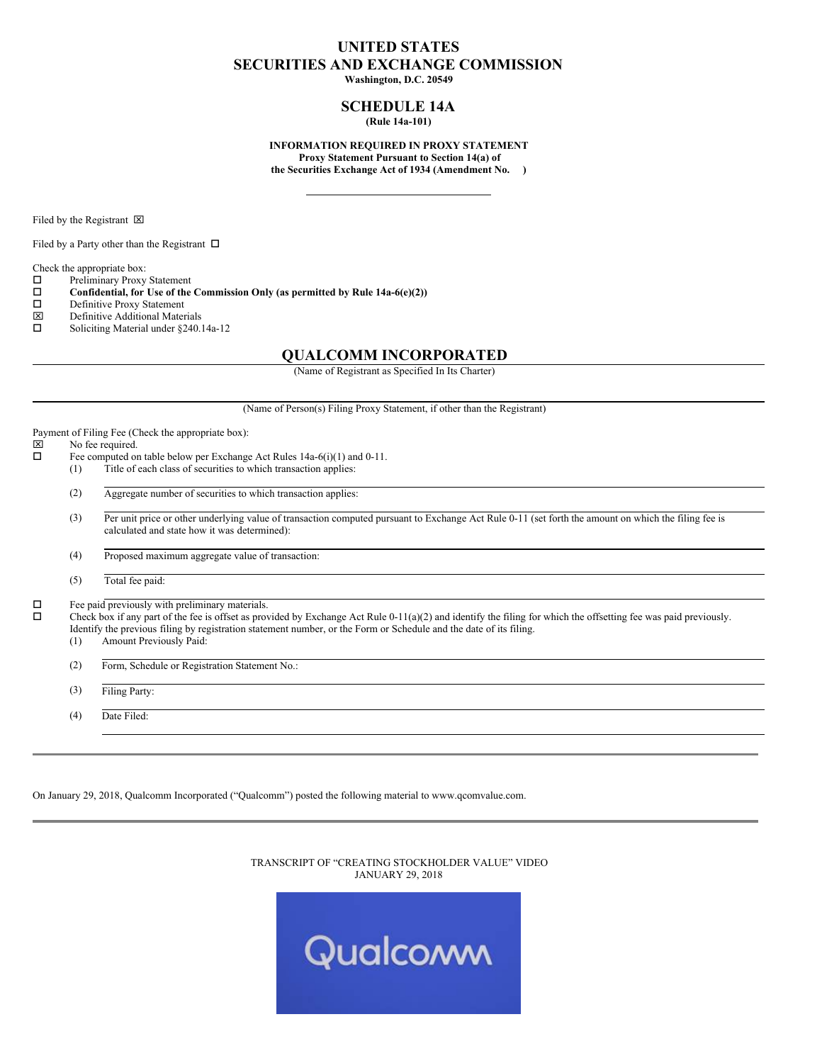# UNITED STATES
# SECURITIES AND EXCHANGE COMMISSION

**Washington, D.C. 20549**

## SCHEDULE 14A

**(Rule 14a-101)**

**INFORMATION REQUIRED IN PROXY STATEMENT**
**Proxy Statement Pursuant to Section 14(a) of**
**the Securities Exchange Act of 1934 (Amendment No. )**

---

Filed by the Registrant ☒

Filed by a Party other than the Registrant ☐

Check the appropriate box:

☐ Preliminary Proxy Statement
☐ **Confidential, for Use of the Commission Only (as permitted by Rule 14a-6(e)(2))**
☐ Definitive Proxy Statement
☒ Definitive Additional Materials
☐ Soliciting Material under §240.14a-12

## QUALCOMM INCORPORATED

(Name of Registrant as Specified In Its Charter)

(Name of Person(s) Filing Proxy Statement, if other than the Registrant)

Payment of Filing Fee (Check the appropriate box):

☒ No fee required.
☐ Fee computed on table below per Exchange Act Rules 14a-6(i)(1) and 0-11.
(1) Title of each class of securities to which transaction applies:

(2) Aggregate number of securities to which transaction applies:

(3) Per unit price or other underlying value of transaction computed pursuant to Exchange Act Rule 0-11 (set forth the amount on which the filing fee is calculated and state how it was determined):

(4) Proposed maximum aggregate value of transaction:

(5) Total fee paid:

☐ Fee paid previously with preliminary materials.
☐ Check box if any part of the fee is offset as provided by Exchange Act Rule 0-11(a)(2) and identify the filing for which the offsetting fee was paid previously. Identify the previous filing by registration statement number, or the Form or Schedule and the date of its filing.
(1) Amount Previously Paid:

(2) Form, Schedule or Registration Statement No.:

(3) Filing Party:

(4) Date Filed:

---

On January 29, 2018, Qualcomm Incorporated ("Qualcomm") posted the following material to www.qcomvalue.com.

---

TRANSCRIPT OF "CREATING STOCKHOLDER VALUE" VIDEO
JANUARY 29, 2018

Qualcomm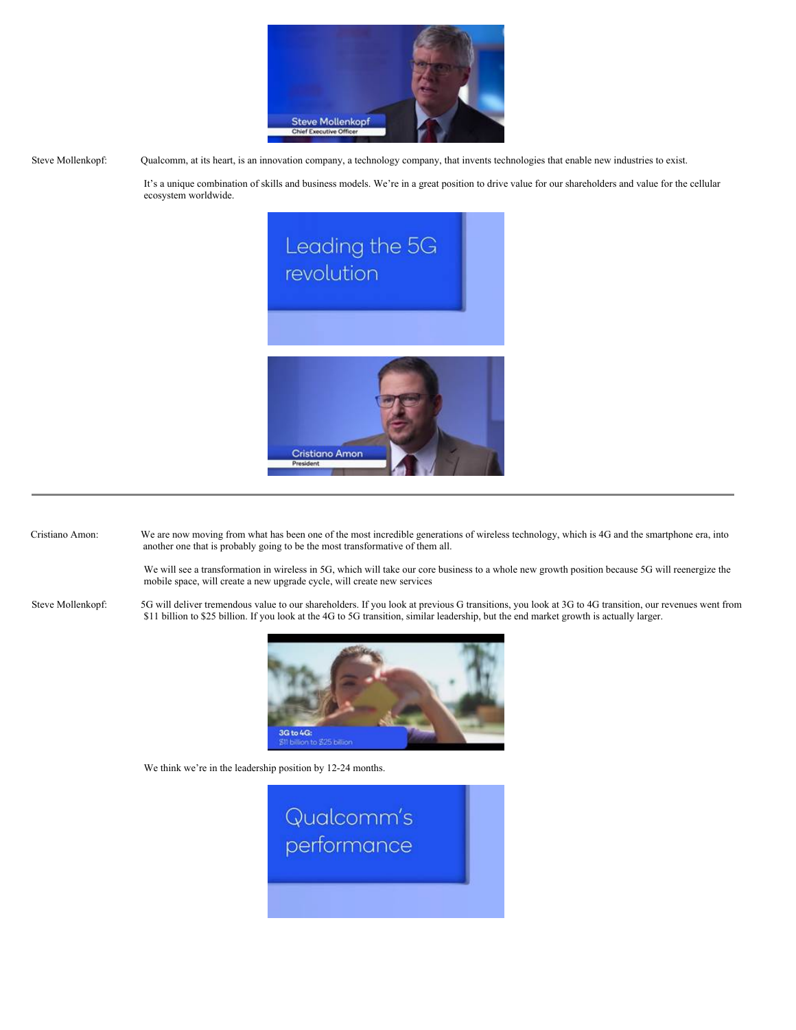Steve Mollenkopf: Qualcomm, at its heart, is an innovation company, a technology company, that invents technologies that enable new industries to exist.

It's a unique combination of skills and business models. We're in a great position to drive value for our shareholders and value for the cellular ecosystem worldwide.

Cristiano Amon: We are now moving from what has been one of the most incredible generations of wireless technology, which is 4G and the smartphone era, into another one that is probably going to be the most transformative of them all.

We will see a transformation in wireless in 5G, which will take our core business to a whole new growth position because 5G will reenergize the mobile space, will create a new upgrade cycle, will create new services

Steve Mollenkopf: 5G will deliver tremendous value to our shareholders. If you look at previous G transitions, you look at 3G to 4G transition, our revenues went from $11 billion to $25 billion. If you look at the 4G to 5G transition, similar leadership, but the end market growth is actually larger.

We think we're in the leadership position by 12-24 months.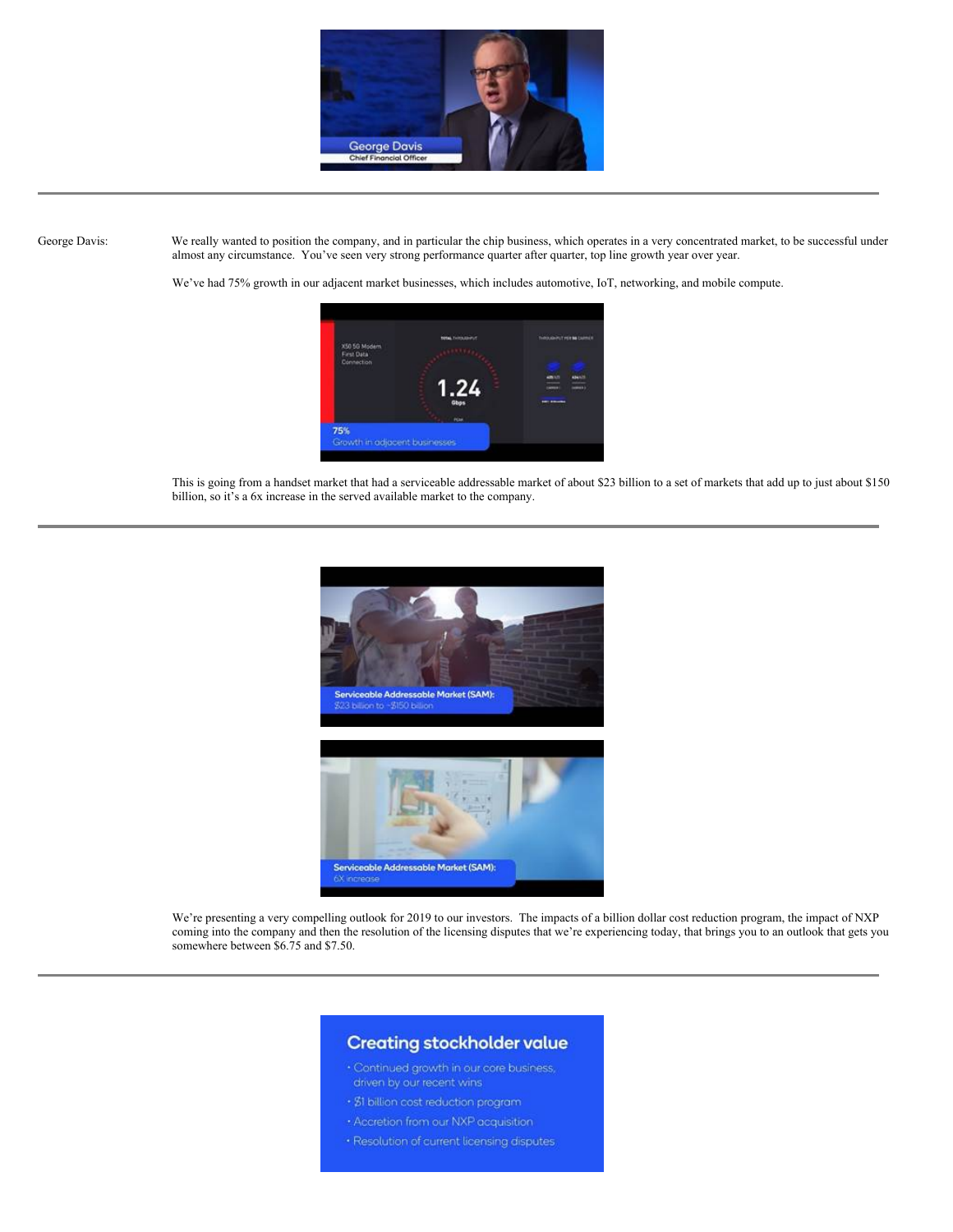George Davis: We really wanted to position the company, and in particular the chip business, which operates in a very concentrated market, to be successful under almost any circumstance. You've seen very strong performance quarter after quarter, top line growth year over year.

We've had 75% growth in our adjacent market businesses, which includes automotive, IoT, networking, and mobile compute.

This is going from a handset market that had a serviceable addressable market of about $23 billion to a set of markets that add up to just about $150 billion, so it's a 6x increase in the served available market to the company.

---

We're presenting a very compelling outlook for 2019 to our investors. The impacts of a billion dollar cost reduction program, the impact of NXP coming into the company and then the resolution of the licensing disputes that we're experiencing today, that brings you to an outlook that gets you somewhere between $6.75 and $7.50.

---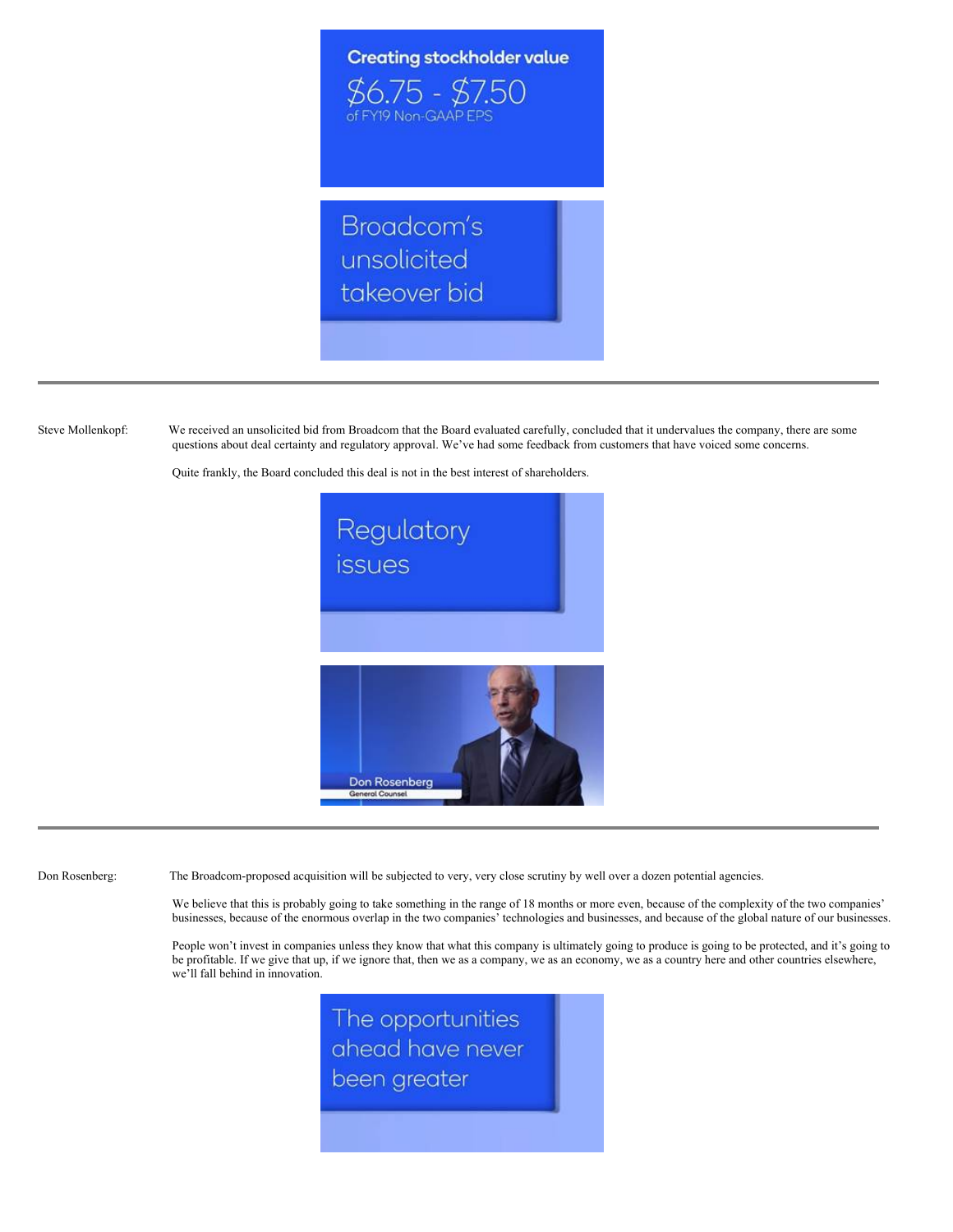Creating stockholder value

$6.75 - $7.50

of FY19 Non-GAAP EPS

Broadcom's unsolicited takeover bid

---

Steve Mollenkopf: We received an unsolicited bid from Broadcom that the Board evaluated carefully, concluded that it undervalues the company, there are some questions about deal certainty and regulatory approval. We've had some feedback from customers that have voiced some concerns.

Quite frankly, the Board concluded this deal is not in the best interest of shareholders.

Regulatory issues

Don Rosenberg
General Counsel

---

Don Rosenberg: The Broadcom-proposed acquisition will be subjected to very, very close scrutiny by well over a dozen potential agencies.

We believe that this is probably going to take something in the range of 18 months or more even, because of the complexity of the two companies' businesses, because of the enormous overlap in the two companies' technologies and businesses, and because of the global nature of our businesses.

People won't invest in companies unless they know that what this company is ultimately going to produce is going to be protected, and it's going to be profitable. If we give that up, if we ignore that, then we as a company, we as an economy, we as a country here and other countries elsewhere, we'll fall behind in innovation.

The opportunities ahead have never been greater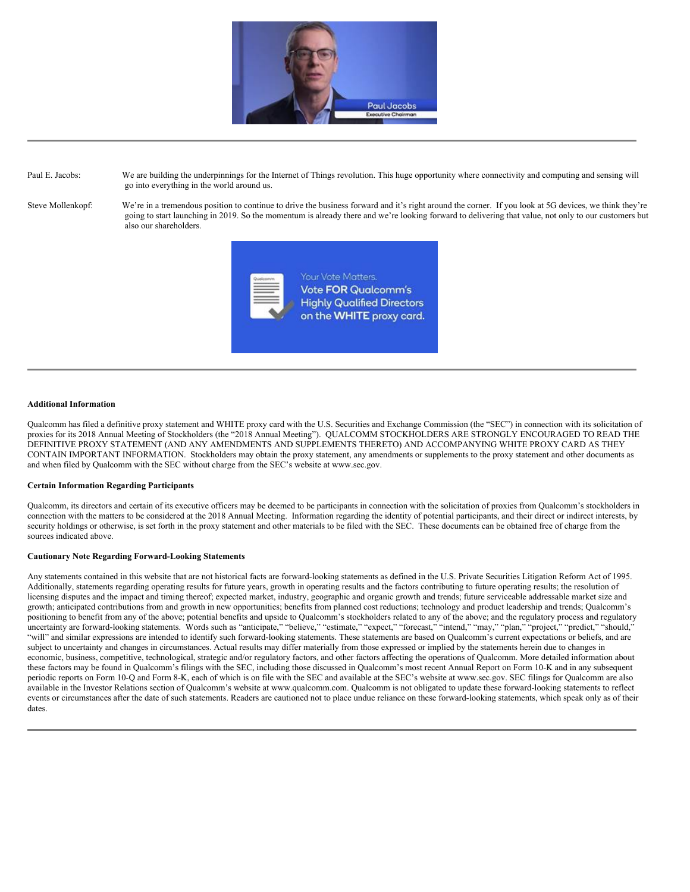Paul E. Jacobs: We are building the underpinnings for the Internet of Things revolution. This huge opportunity where connectivity and computing and sensing will go into everything in the world around us.

Steve Mollenkopf: We're in a tremendous position to continue to drive the business forward and it's right around the corner. If you look at 5G devices, we think they're going to start launching in 2019. So the momentum is already there and we're looking forward to delivering that value, not only to our customers but also our shareholders.

**Additional Information**

Qualcomm has filed a definitive proxy statement and WHITE proxy card with the U.S. Securities and Exchange Commission (the "SEC") in connection with its solicitation of proxies for its 2018 Annual Meeting of Stockholders (the "2018 Annual Meeting"). QUALCOMM STOCKHOLDERS ARE STRONGLY ENCOURAGED TO READ THE DEFINITIVE PROXY STATEMENT (AND ANY AMENDMENTS AND SUPPLEMENTS THERETO) AND ACCOMPANYING WHITE PROXY CARD AS THEY CONTAIN IMPORTANT INFORMATION. Stockholders may obtain the proxy statement, any amendments or supplements to the proxy statement and other documents as and when filed by Qualcomm with the SEC without charge from the SEC's website at www.sec.gov.

**Certain Information Regarding Participants**

Qualcomm, its directors and certain of its executive officers may be deemed to be participants in connection with the solicitation of proxies from Qualcomm's stockholders in connection with the matters to be considered at the 2018 Annual Meeting. Information regarding the identity of potential participants, and their direct or indirect interests, by security holdings or otherwise, is set forth in the proxy statement and other materials to be filed with the SEC. These documents can be obtained free of charge from the sources indicated above.

**Cautionary Note Regarding Forward-Looking Statements**

Any statements contained in this website that are not historical facts are forward-looking statements as defined in the U.S. Private Securities Litigation Reform Act of 1995. Additionally, statements regarding operating results for future years, growth in operating results and the factors contributing to future operating results; the resolution of licensing disputes and the impact and timing thereof; expected market, industry, geographic and organic growth and trends; future serviceable addressable market size and growth; anticipated contributions from and growth in new opportunities; benefits from planned cost reductions; technology and product leadership and trends; Qualcomm's positioning to benefit from any of the above; potential benefits and upside to Qualcomm's stockholders related to any of the above; and the regulatory process and regulatory uncertainty are forward-looking statements. Words such as "anticipate," "believe," "estimate," "expect," "forecast," "intend," "may," "plan," "project," "predict," "should," "will" and similar expressions are intended to identify such forward-looking statements. These statements are based on Qualcomm's current expectations or beliefs, and are subject to uncertainty and changes in circumstances. Actual results may differ materially from those expressed or implied by the statements herein due to changes in economic, business, competitive, technological, strategic and/or regulatory factors, and other factors affecting the operations of Qualcomm. More detailed information about these factors may be found in Qualcomm's filings with the SEC, including those discussed in Qualcomm's most recent Annual Report on Form 10-K and in any subsequent periodic reports on Form 10-Q and Form 8-K, each of which is on file with the SEC and available at the SEC's website at www.sec.gov. SEC filings for Qualcomm are also available in the Investor Relations section of Qualcomm's website at www.qualcomm.com. Qualcomm is not obligated to update these forward-looking statements to reflect events or circumstances after the date of such statements. Readers are cautioned not to place undue reliance on these forward-looking statements, which speak only as of their dates.